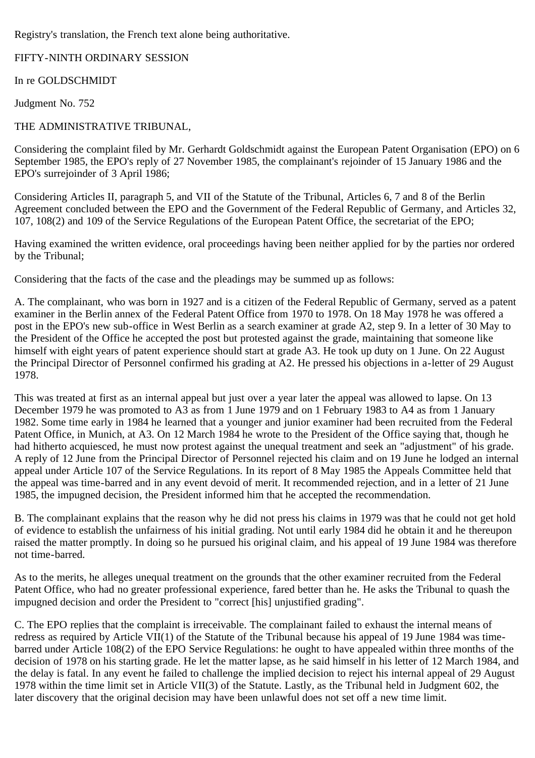Registry's translation, the French text alone being authoritative.

FIFTY-NINTH ORDINARY SESSION

In re GOLDSCHMIDT

Judgment No. 752

THE ADMINISTRATIVE TRIBUNAL,

Considering the complaint filed by Mr. Gerhardt Goldschmidt against the European Patent Organisation (EPO) on 6 September 1985, the EPO's reply of 27 November 1985, the complainant's rejoinder of 15 January 1986 and the EPO's surrejoinder of 3 April 1986;

Considering Articles II, paragraph 5, and VII of the Statute of the Tribunal, Articles 6, 7 and 8 of the Berlin Agreement concluded between the EPO and the Government of the Federal Republic of Germany, and Articles 32, 107, 108(2) and 109 of the Service Regulations of the European Patent Office, the secretariat of the EPO;

Having examined the written evidence, oral proceedings having been neither applied for by the parties nor ordered by the Tribunal;

Considering that the facts of the case and the pleadings may be summed up as follows:

A. The complainant, who was born in 1927 and is a citizen of the Federal Republic of Germany, served as a patent examiner in the Berlin annex of the Federal Patent Office from 1970 to 1978. On 18 May 1978 he was offered a post in the EPO's new sub-office in West Berlin as a search examiner at grade A2, step 9. In a letter of 30 May to the President of the Office he accepted the post but protested against the grade, maintaining that someone like himself with eight years of patent experience should start at grade A3. He took up duty on 1 June. On 22 August the Principal Director of Personnel confirmed his grading at A2. He pressed his objections in a-letter of 29 August 1978.

This was treated at first as an internal appeal but just over a year later the appeal was allowed to lapse. On 13 December 1979 he was promoted to A3 as from 1 June 1979 and on 1 February 1983 to A4 as from 1 January 1982. Some time early in 1984 he learned that a younger and junior examiner had been recruited from the Federal Patent Office, in Munich, at A3. On 12 March 1984 he wrote to the President of the Office saying that, though he had hitherto acquiesced, he must now protest against the unequal treatment and seek an "adjustment" of his grade. A reply of 12 June from the Principal Director of Personnel rejected his claim and on 19 June he lodged an internal appeal under Article 107 of the Service Regulations. In its report of 8 May 1985 the Appeals Committee held that the appeal was time-barred and in any event devoid of merit. It recommended rejection, and in a letter of 21 June 1985, the impugned decision, the President informed him that he accepted the recommendation.

B. The complainant explains that the reason why he did not press his claims in 1979 was that he could not get hold of evidence to establish the unfairness of his initial grading. Not until early 1984 did he obtain it and he thereupon raised the matter promptly. In doing so he pursued his original claim, and his appeal of 19 June 1984 was therefore not time-barred.

As to the merits, he alleges unequal treatment on the grounds that the other examiner recruited from the Federal Patent Office, who had no greater professional experience, fared better than he. He asks the Tribunal to quash the impugned decision and order the President to "correct [his] unjustified grading".

C. The EPO replies that the complaint is irreceivable. The complainant failed to exhaust the internal means of redress as required by Article VII(1) of the Statute of the Tribunal because his appeal of 19 June 1984 was time-barred under Article 108(2) of the EPO Service Regulations: he ought to have appealed within three months of the decision of 1978 on his starting grade. He let the matter lapse, as he said himself in his letter of 12 March 1984, and the delay is fatal. In any event he failed to challenge the implied decision to reject his internal appeal of 29 August 1978 within the time limit set in Article VII(3) of the Statute. Lastly, as the Tribunal held in Judgment 602, the later discovery that the original decision may have been unlawful does not set off a new time limit.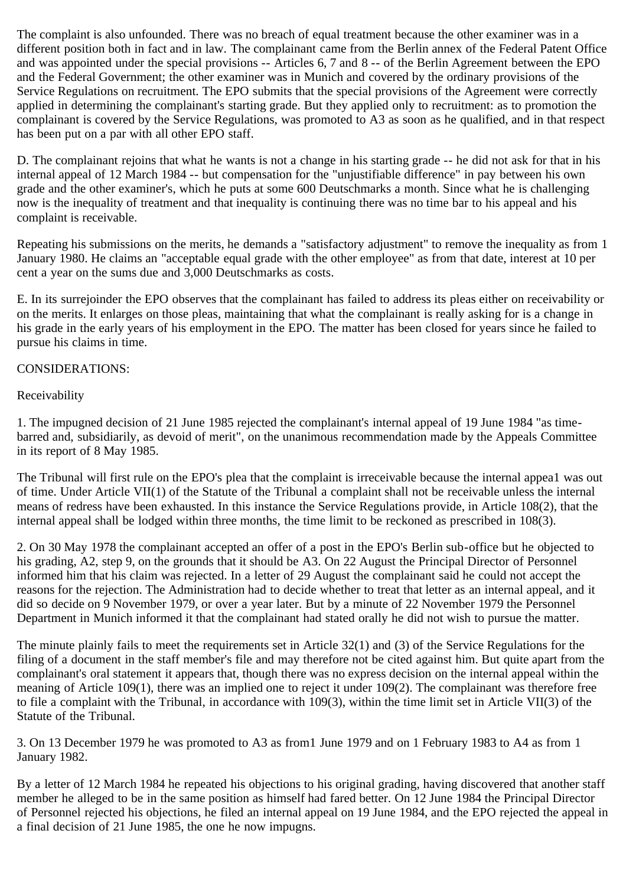The complaint is also unfounded. There was no breach of equal treatment because the other examiner was in a different position both in fact and in law. The complainant came from the Berlin annex of the Federal Patent Office and was appointed under the special provisions -- Articles 6, 7 and 8 -- of the Berlin Agreement between the EPO and the Federal Government; the other examiner was in Munich and covered by the ordinary provisions of the Service Regulations on recruitment. The EPO submits that the special provisions of the Agreement were correctly applied in determining the complainant's starting grade. But they applied only to recruitment: as to promotion the complainant is covered by the Service Regulations, was promoted to A3 as soon as he qualified, and in that respect has been put on a par with all other EPO staff.

D. The complainant rejoins that what he wants is not a change in his starting grade -- he did not ask for that in his internal appeal of 12 March 1984 -- but compensation for the "unjustifiable difference" in pay between his own grade and the other examiner's, which he puts at some 600 Deutschmarks a month. Since what he is challenging now is the inequality of treatment and that inequality is continuing there was no time bar to his appeal and his complaint is receivable.

Repeating his submissions on the merits, he demands a "satisfactory adjustment" to remove the inequality as from 1 January 1980. He claims an "acceptable equal grade with the other employee" as from that date, interest at 10 per cent a year on the sums due and 3,000 Deutschmarks as costs.

E. In its surrejoinder the EPO observes that the complainant has failed to address its pleas either on receivability or on the merits. It enlarges on those pleas, maintaining that what the complainant is really asking for is a change in his grade in the early years of his employment in the EPO. The matter has been closed for years since he failed to pursue his claims in time.

CONSIDERATIONS:

Receivability

1. The impugned decision of 21 June 1985 rejected the complainant's internal appeal of 19 June 1984 "as time-barred and, subsidiarily, as devoid of merit", on the unanimous recommendation made by the Appeals Committee in its report of 8 May 1985.

The Tribunal will first rule on the EPO's plea that the complaint is irreceivable because the internal appea1 was out of time. Under Article VII(1) of the Statute of the Tribunal a complaint shall not be receivable unless the internal means of redress have been exhausted. In this instance the Service Regulations provide, in Article 108(2), that the internal appeal shall be lodged within three months, the time limit to be reckoned as prescribed in 108(3).

2. On 30 May 1978 the complainant accepted an offer of a post in the EPO's Berlin sub-office but he objected to his grading, A2, step 9, on the grounds that it should be A3. On 22 August the Principal Director of Personnel informed him that his claim was rejected. In a letter of 29 August the complainant said he could not accept the reasons for the rejection. The Administration had to decide whether to treat that letter as an internal appeal, and it did so decide on 9 November 1979, or over a year later. But by a minute of 22 November 1979 the Personnel Department in Munich informed it that the complainant had stated orally he did not wish to pursue the matter.

The minute plainly fails to meet the requirements set in Article 32(1) and (3) of the Service Regulations for the filing of a document in the staff member's file and may therefore not be cited against him. But quite apart from the complainant's oral statement it appears that, though there was no express decision on the internal appeal within the meaning of Article 109(1), there was an implied one to reject it under 109(2). The complainant was therefore free to file a complaint with the Tribunal, in accordance with 109(3), within the time limit set in Article VII(3) of the Statute of the Tribunal.

3. On 13 December 1979 he was promoted to A3 as from1 June 1979 and on 1 February 1983 to A4 as from 1 January 1982.

By a letter of 12 March 1984 he repeated his objections to his original grading, having discovered that another staff member he alleged to be in the same position as himself had fared better. On 12 June 1984 the Principal Director of Personnel rejected his objections, he filed an internal appeal on 19 June 1984, and the EPO rejected the appeal in a final decision of 21 June 1985, the one he now impugns.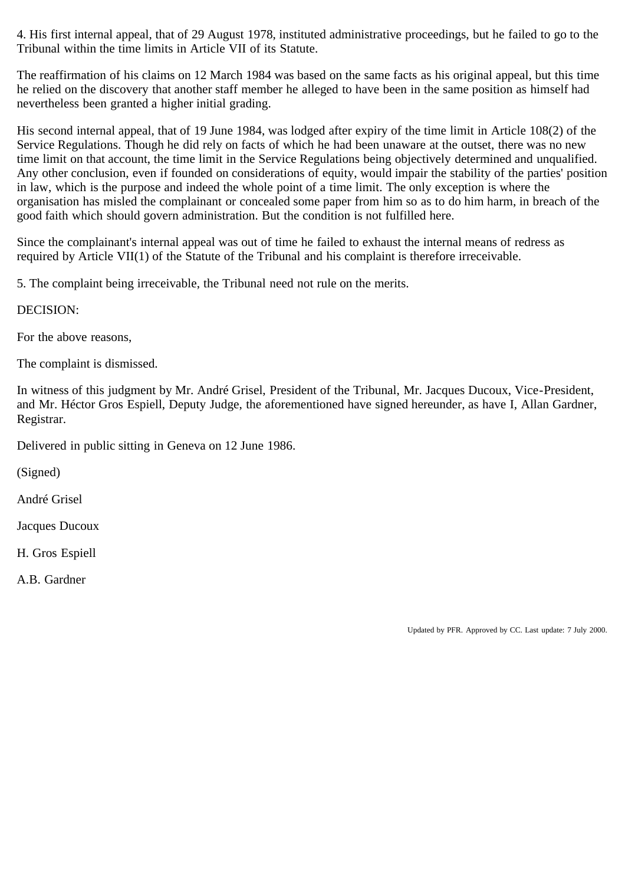4. His first internal appeal, that of 29 August 1978, instituted administrative proceedings, but he failed to go to the Tribunal within the time limits in Article VII of its Statute.

The reaffirmation of his claims on 12 March 1984 was based on the same facts as his original appeal, but this time he relied on the discovery that another staff member he alleged to have been in the same position as himself had nevertheless been granted a higher initial grading.

His second internal appeal, that of 19 June 1984, was lodged after expiry of the time limit in Article 108(2) of the Service Regulations. Though he did rely on facts of which he had been unaware at the outset, there was no new time limit on that account, the time limit in the Service Regulations being objectively determined and unqualified. Any other conclusion, even if founded on considerations of equity, would impair the stability of the parties' position in law, which is the purpose and indeed the whole point of a time limit. The only exception is where the organisation has misled the complainant or concealed some paper from him so as to do him harm, in breach of the good faith which should govern administration. But the condition is not fulfilled here.

Since the complainant's internal appeal was out of time he failed to exhaust the internal means of redress as required by Article VII(1) of the Statute of the Tribunal and his complaint is therefore irreceivable.

5. The complaint being irreceivable, the Tribunal need not rule on the merits.

DECISION:

For the above reasons,

The complaint is dismissed.

In witness of this judgment by Mr. André Grisel, President of the Tribunal, Mr. Jacques Ducoux, Vice-President, and Mr. Héctor Gros Espiell, Deputy Judge, the aforementioned have signed hereunder, as have I, Allan Gardner, Registrar.

Delivered in public sitting in Geneva on 12 June 1986.

(Signed)

André Grisel

Jacques Ducoux

H. Gros Espiell

A.B. Gardner

Updated by PFR. Approved by CC. Last update: 7 July 2000.